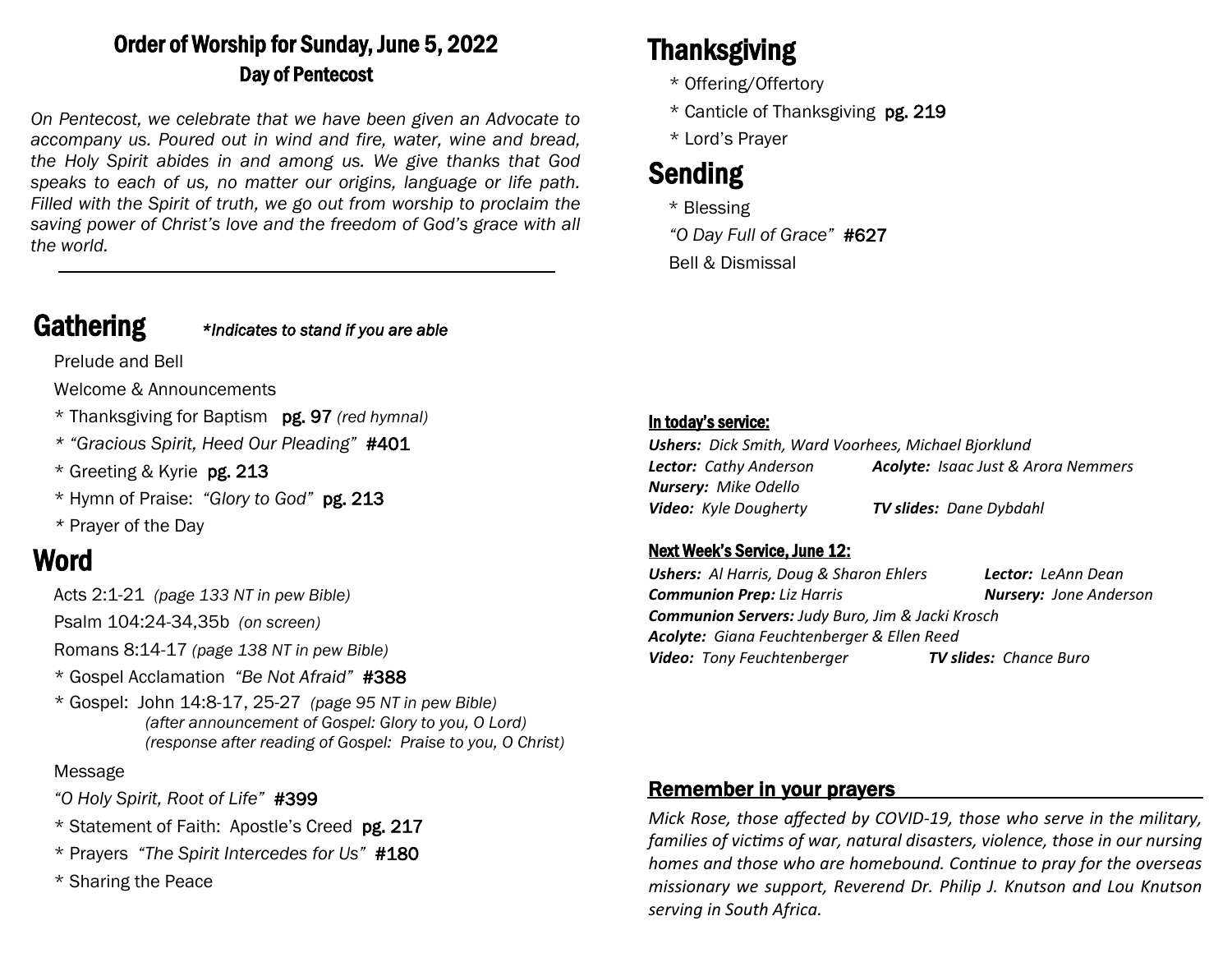# Order of Worship for Sunday, June 5, 2022

## Day of Pentecost

*On Pentecost, we celebrate that we have been given an Advocate to accompany us. Poured out in wind and fire, water, wine and bread, the Holy Spirit abides in and among us. We give thanks that God speaks to each of us, no matter our origins, language or life path. Filled with the Spirit of truth, we go out from worship to proclaim the saving power of Christ's love and the freedom of God's grace with all the world.*

---

## Gathering

*\*Indicates to stand if you are able*

Prelude and Bell

Welcome & Announcements

\* Thanksgiving for Baptism pg. 97 *(red hymnal)*

\* *"Gracious Spirit, Heed Our Pleading"* #401

\* Greeting & Kyrie pg. 213

\* Hymn of Praise: *"Glory to God"* pg. 213

\* Prayer of the Day

## Word

Acts 2:1-21 *(page 133 NT in pew Bible)*

Psalm 104:24-34,35b *(on screen)*

Romans 8:14-17 *(page 138 NT in pew Bible)*

\* Gospel Acclamation *"Be Not Afraid"* #388

\* Gospel: John 14:8-17, 25-27 *(page 95 NT in pew Bible)*
*(after announcement of Gospel: Glory to you, O Lord)*
*(response after reading of Gospel: Praise to you, O Christ)*

Message

*"O Holy Spirit, Root of Life"* #399

\* Statement of Faith: Apostle's Creed pg. 217

\* Prayers *"The Spirit Intercedes for Us"* #180

\* Sharing the Peace

## Thanksgiving

\* Offering/Offertory

\* Canticle of Thanksgiving pg. 219

\* Lord's Prayer

## Sending

\* Blessing

*"O Day Full of Grace"* #627

Bell & Dismissal

### In today's service:

***Ushers:*** *Dick Smith, Ward Voorhees, Michael Bjorklund*
***Lector:*** *Cathy Anderson* ***Acolyte:*** *Isaac Just & Arora Nemmers*
***Nursery:*** *Mike Odello*
***Video:*** *Kyle Dougherty* ***TV slides:*** *Dane Dybdahl*

### Next Week's Service, June 12:

***Ushers:*** *Al Harris, Doug & Sharon Ehlers* ***Lector:*** *LeAnn Dean*
***Communion Prep:*** *Liz Harris* ***Nursery:*** *Jone Anderson*
***Communion Servers:*** *Judy Buro, Jim & Jacki Krosch*
***Acolyte:*** *Giana Feuchtenberger & Ellen Reed*
***Video:*** *Tony Feuchtenberger* ***TV slides:*** *Chance Buro*

### Remember in your prayers

*Mick Rose, those affected by COVID-19, those who serve in the military, families of victims of war, natural disasters, violence, those in our nursing homes and those who are homebound. Continue to pray for the overseas missionary we support, Reverend Dr. Philip J. Knutson and Lou Knutson serving in South Africa.*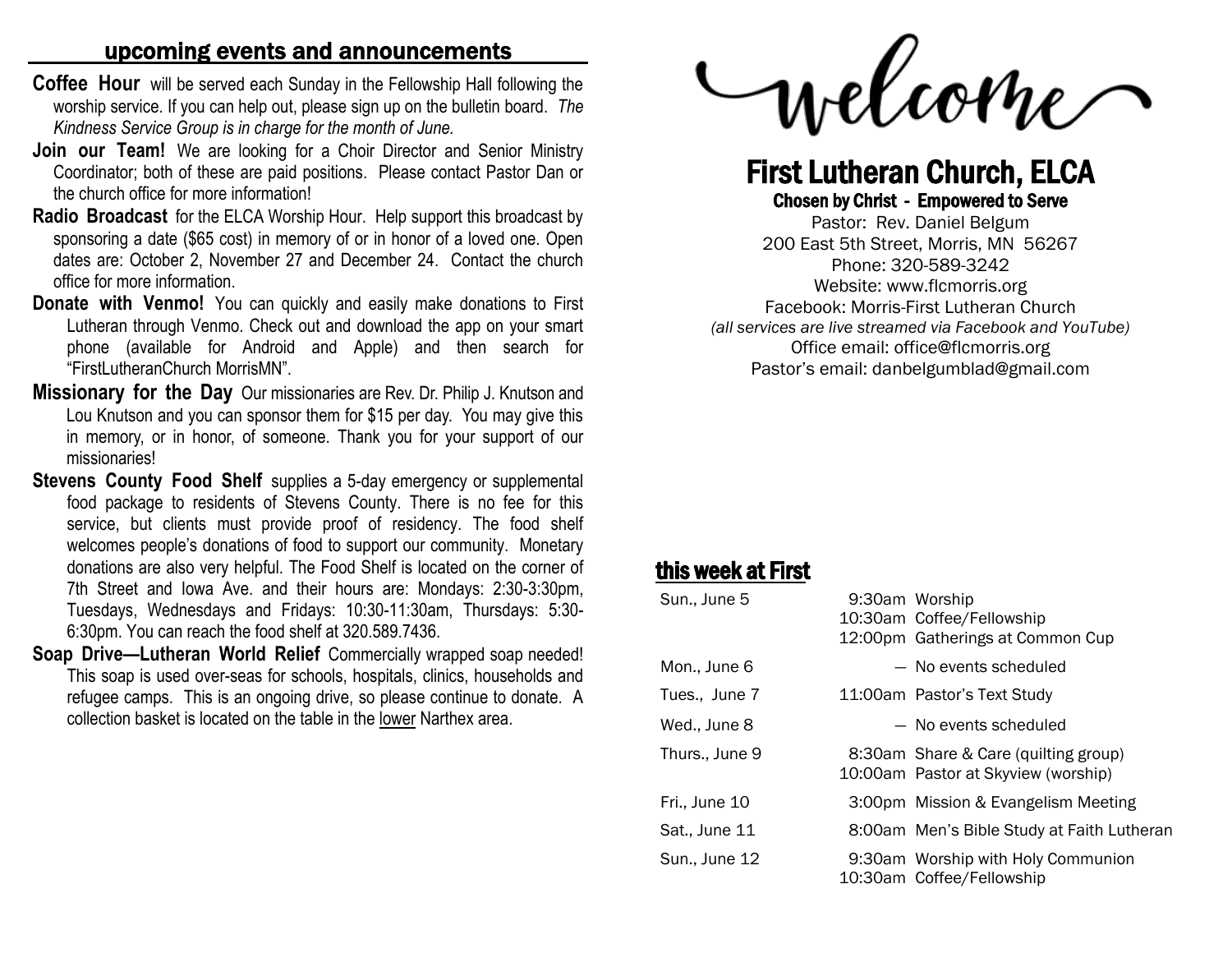## upcoming events and announcements

**Coffee Hour** will be served each Sunday in the Fellowship Hall following the worship service. If you can help out, please sign up on the bulletin board. *The Kindness Service Group is in charge for the month of June.*

**Join our Team!** We are looking for a Choir Director and Senior Ministry Coordinator; both of these are paid positions. Please contact Pastor Dan or the church office for more information!

**Radio Broadcast** for the ELCA Worship Hour. Help support this broadcast by sponsoring a date ($65 cost) in memory of or in honor of a loved one. Open dates are: October 2, November 27 and December 24. Contact the church office for more information.

**Donate with Venmo!** You can quickly and easily make donations to First Lutheran through Venmo. Check out and download the app on your smart phone (available for Android and Apple) and then search for "FirstLutheranChurch MorrisMN".

**Missionary for the Day** Our missionaries are Rev. Dr. Philip J. Knutson and Lou Knutson and you can sponsor them for $15 per day. You may give this in memory, or in honor, of someone. Thank you for your support of our missionaries!

**Stevens County Food Shelf** supplies a 5-day emergency or supplemental food package to residents of Stevens County. There is no fee for this service, but clients must provide proof of residency. The food shelf welcomes people's donations of food to support our community. Monetary donations are also very helpful. The Food Shelf is located on the corner of 7th Street and Iowa Ave. and their hours are: Mondays: 2:30-3:30pm, Tuesdays, Wednesdays and Fridays: 10:30-11:30am, Thursdays: 5:30-6:30pm. You can reach the food shelf at 320.589.7436.

**Soap Drive—Lutheran World Relief** Commercially wrapped soap needed! This soap is used over-seas for schools, hospitals, clinics, households and refugee camps. This is an ongoing drive, so please continue to donate. A collection basket is located on the table in the lower Narthex area.

welcome

# First Lutheran Church, ELCA

**Chosen by Christ - Empowered to Serve**

Pastor: Rev. Daniel Belgum
200 East 5th Street, Morris, MN 56267
Phone: 320-589-3242
Website: www.flcmorris.org
Facebook: Morris-First Lutheran Church
*(all services are live streamed via Facebook and YouTube)*
Office email: office@flcmorris.org
Pastor's email: danbelgumblad@gmail.com

## this week at First

| | | |
|---|---|---|
| Sun., June 5 | 9:30am | Worship |
| | 10:30am | Coffee/Fellowship |
| | 12:00pm | Gatherings at Common Cup |
| Mon., June 6 | — | No events scheduled |
| Tues., June 7 | 11:00am | Pastor's Text Study |
| Wed., June 8 | — | No events scheduled |
| Thurs., June 9 | 8:30am | Share & Care (quilting group) |
| | 10:00am | Pastor at Skyview (worship) |
| Fri., June 10 | 3:00pm | Mission & Evangelism Meeting |
| Sat., June 11 | 8:00am | Men's Bible Study at Faith Lutheran |
| Sun., June 12 | 9:30am | Worship with Holy Communion |
| | 10:30am | Coffee/Fellowship |